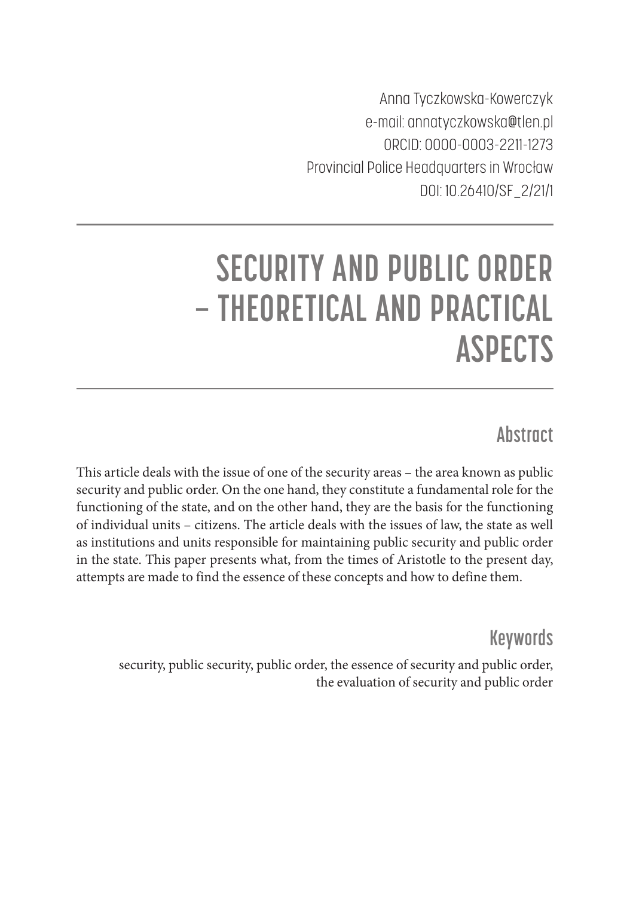Anna Tyczkowska-Kowerczyk
e-mail: annatyczkowska@tlen.pl
ORCID: 0000-0003-2211-1273
Provincial Police Headquarters in Wrocław
DOI: 10.26410/SF_2/21/1

# SECURITY AND PUBLIC ORDER – THEORETICAL AND PRACTICAL ASPECTS

## Abstract

This article deals with the issue of one of the security areas – the area known as public security and public order. On the one hand, they constitute a fundamental role for the functioning of the state, and on the other hand, they are the basis for the functioning of individual units – citizens. The article deals with the issues of law, the state as well as institutions and units responsible for maintaining public security and public order in the state. This paper presents what, from the times of Aristotle to the present day, attempts are made to find the essence of these concepts and how to define them.

## Keywords

security, public security, public order, the essence of security and public order, the evaluation of security and public order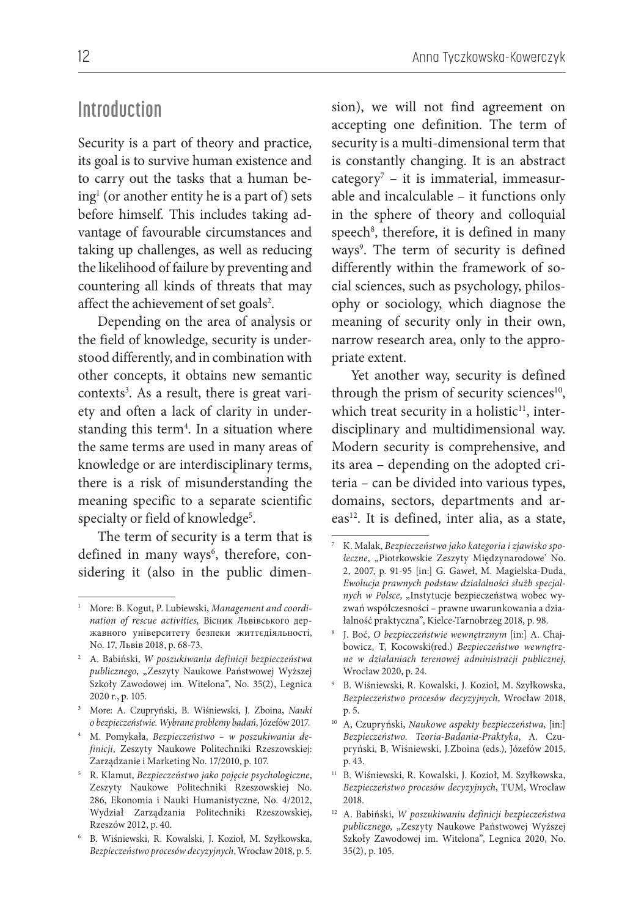## Introduction

Security is a part of theory and practice, its goal is to survive human existence and to carry out the tasks that a human being[1] (or another entity he is a part of) sets before himself. This includes taking advantage of favourable circumstances and taking up challenges, as well as reducing the likelihood of failure by preventing and countering all kinds of threats that may affect the achievement of set goals[2].

Depending on the area of analysis or the field of knowledge, security is understood differently, and in combination with other concepts, it obtains new semantic contexts[3]. As a result, there is great variety and often a lack of clarity in understanding this term[4]. In a situation where the same terms are used in many areas of knowledge or are interdisciplinary terms, there is a risk of misunderstanding the meaning specific to a separate scientific specialty or field of knowledge[5].

The term of security is a term that is defined in many ways[6], therefore, considering it (also in the public dimension), we will not find agreement on accepting one definition. The term of security is a multi-dimensional term that is constantly changing. It is an abstract category[7] – it is immaterial, immeasurable and incalculable – it functions only in the sphere of theory and colloquial speech[8], therefore, it is defined in many ways[9]. The term of security is defined differently within the framework of social sciences, such as psychology, philosophy or sociology, which diagnose the meaning of security only in their own, narrow research area, only to the appropriate extent.

Yet another way, security is defined through the prism of security sciences[10], which treat security in a holistic[11], interdisciplinary and multidimensional way. Modern security is comprehensive, and its area – depending on the adopted criteria – can be divided into various types, domains, sectors, departments and areas[12]. It is defined, inter alia, as a state,

---

1 More: B. Kogut, P. Lubiewski, *Management and coordination of rescue activities,* Вісник Львівського державного університету безпеки життєдіяльності, No. 17, Львів 2018, p. 68-73.

2 A. Babiński, *W poszukiwaniu definicji bezpieczeństwa publicznego*, „Zeszyty Naukowe Państwowej Wyższej Szkoły Zawodowej im. Witelona", No. 35(2), Legnica 2020 r., p. 105.

3 More: A. Czupryński, B. Wiśniewski, J. Zboina, *Nauki o bezpieczeństwie. Wybrane problemy badań*, Józefów 2017.

4 M. Pomykała, *Bezpieczeństwo – w poszukiwaniu definicji*, Zeszyty Naukowe Politechniki Rzeszowskiej: Zarządzanie i Marketing No. 17/2010, p. 107.

5 R. Klamut, *Bezpieczeństwo jako pojęcie psychologiczne*, Zeszyty Naukowe Politechniki Rzeszowskiej No. 286, Ekonomia i Nauki Humanistyczne, No. 4/2012, Wydział Zarządzania Politechniki Rzeszowskiej, Rzeszów 2012, p. 40.

6 B. Wiśniewski, R. Kowalski, J. Kozioł, M. Szyłkowska, *Bezpieczeństwo procesów decyzyjnych*, Wrocław 2018, p. 5.

7 K. Malak, *Bezpieczeństwo jako kategoria i zjawisko społeczne*, „Piotrkowskie Zeszyty Międzynarodowe' No. 2, 2007, p. 91-95 [in:] G. Gaweł, M. Magielska-Duda, *Ewolucja prawnych podstaw działalności służb specjalnych w Polsce*, „Instytucje bezpieczeństwa wobec wyzwań współczesności – prawne uwarunkowania a działalność praktyczna", Kielce-Tarnobrzeg 2018, p. 98.

8 J. Boć, *O bezpieczeństwie wewnętrznym* [in:] A. Chajbowicz, T, Kocowski(red.) *Bezpieczeństwo wewnętrzne w działaniach terenowej administracji publicznej*, Wrocław 2020, p. 24.

9 B. Wiśniewski, R. Kowalski, J. Kozioł, M. Szyłkowska, *Bezpieczeństwo procesów decyzyjnych*, Wrocław 2018, p. 5.

10 A, Czupryński, *Naukowe aspekty bezpieczeństwa*, [in:] *Bezpieczeństwo. Teoria-Badania-Praktyka*, A. Czupryński, B, Wiśniewski, J.Zboina (eds.), Józefów 2015, p. 43.

11 B. Wiśniewski, R. Kowalski, J. Kozioł, M. Szyłkowska, *Bezpieczeństwo procesów decyzyjnych*, TUM, Wrocław 2018.

12 A. Babiński, *W poszukiwaniu definicji bezpieczeństwa publicznego*, „Zeszyty Naukowe Państwowej Wyższej Szkoły Zawodowej im. Witelona", Legnica 2020, No. 35(2), p. 105.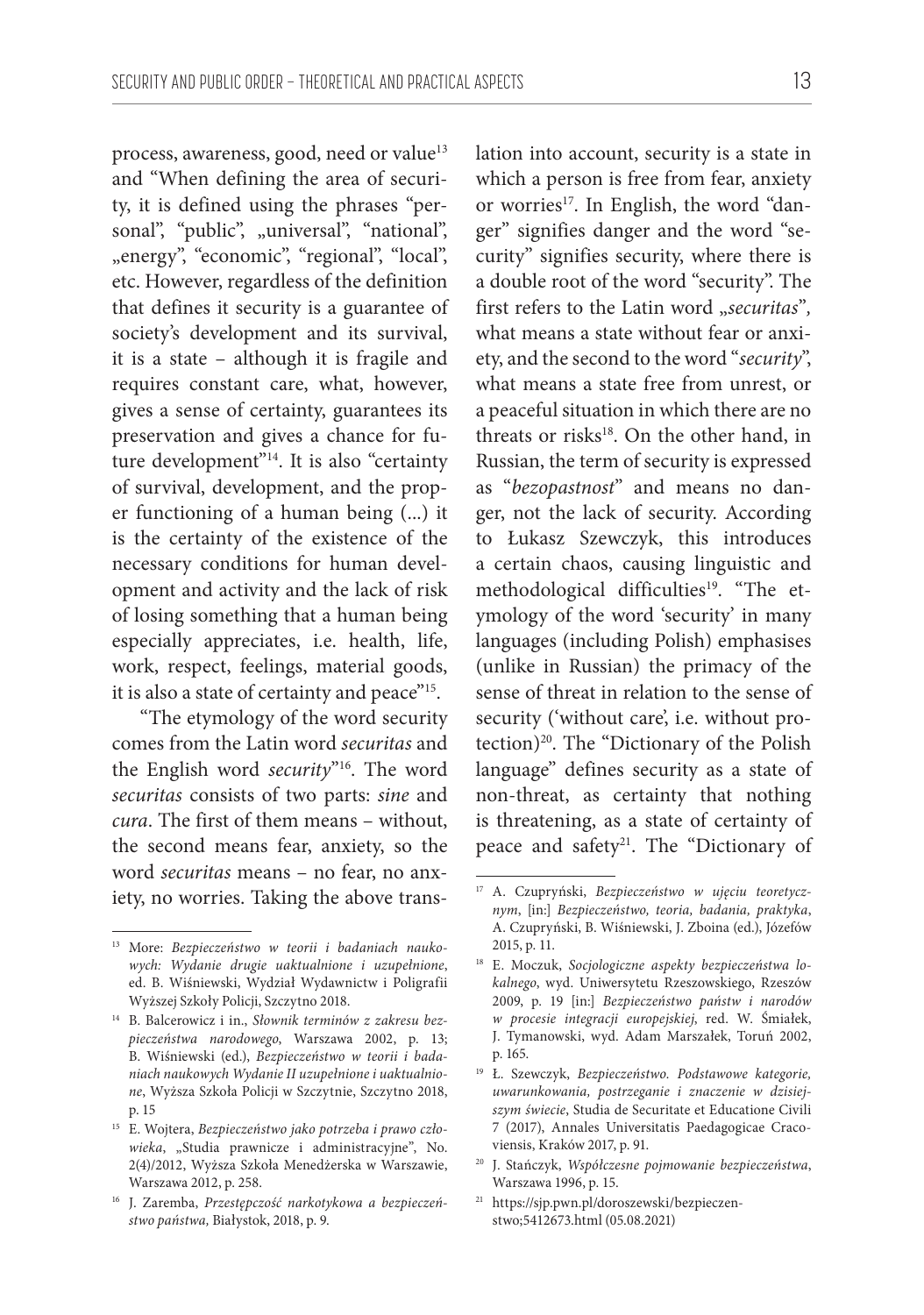process, awareness, good, need or value[13] and "When defining the area of security, it is defined using the phrases "personal", "public", „universal", "national", „energy", "economic", "regional", "local", etc. However, regardless of the definition that defines it security is a guarantee of society's development and its survival, it is a state – although it is fragile and requires constant care, what, however, gives a sense of certainty, guarantees its preservation and gives a chance for future development"[14]. It is also "certainty of survival, development, and the proper functioning of a human being (...) it is the certainty of the existence of the necessary conditions for human development and activity and the lack of risk of losing something that a human being especially appreciates, i.e. health, life, work, respect, feelings, material goods, it is also a state of certainty and peace"[15].

"The etymology of the word security comes from the Latin word *securitas* and the English word *security*"[16]. The word *securitas* consists of two parts: *sine* and *cura*. The first of them means – without, the second means fear, anxiety, so the word *securitas* means – no fear, no anxiety, no worries. Taking the above translation into account, security is a state in which a person is free from fear, anxiety or worries[17]. In English, the word "danger" signifies danger and the word "security" signifies security, where there is a double root of the word "security". The first refers to the Latin word „*securitas*", what means a state without fear or anxiety, and the second to the word "*security*", what means a state free from unrest, or a peaceful situation in which there are no threats or risks[18]. On the other hand, in Russian, the term of security is expressed as "*bezopastnost*" and means no danger, not the lack of security. According to Łukasz Szewczyk, this introduces a certain chaos, causing linguistic and methodological difficulties[19]. "The etymology of the word 'security' in many languages (including Polish) emphasises (unlike in Russian) the primacy of the sense of threat in relation to the sense of security ('without care', i.e. without protection)[20]. The "Dictionary of the Polish language" defines security as a state of non-threat, as certainty that nothing is threatening, as a state of certainty of peace and safety[21]. The "Dictionary of

---

[13] More: *Bezpieczeństwo w teorii i badaniach naukowych: Wydanie drugie uaktualnione i uzupełnione*, ed. B. Wiśniewski, Wydział Wydawnictw i Poligrafii Wyższej Szkoły Policji, Szczytno 2018.

[14] B. Balcerowicz i in., *Słownik terminów z zakresu bezpieczeństwa narodowego*, Warszawa 2002, p. 13; B. Wiśniewski (ed.), *Bezpieczeństwo w teorii i badaniach naukowych Wydanie II uzupełnione i uaktualnione*, Wyższa Szkoła Policji w Szczytnie, Szczytno 2018, p. 15

[15] E. Wojtera, *Bezpieczeństwo jako potrzeba i prawo człowieka*, „Studia prawnicze i administracyjne", No. 2(4)/2012, Wyższa Szkoła Menedżerska w Warszawie, Warszawa 2012, p. 258.

[16] J. Zaremba, *Przestępczość narkotykowa a bezpieczeństwo państwa,* Białystok, 2018, p. 9.

[17] A. Czupryński, *Bezpieczeństwo w ujęciu teoretycznym*, [in:] *Bezpieczeństwo, teoria, badania, praktyka*, A. Czupryński, B. Wiśniewski, J. Zboina (ed.), Józefów 2015, p. 11.

[18] E. Moczuk, *Socjologiczne aspekty bezpieczeństwa lokalnego*, wyd. Uniwersytetu Rzeszowskiego, Rzeszów 2009, p. 19 [in:] *Bezpieczeństwo państw i narodów w procesie integracji europejskiej*, red. W. Śmiałek, J. Tymanowski, wyd. Adam Marszałek, Toruń 2002, p. 165.

[19] Ł. Szewczyk, *Bezpieczeństwo. Podstawowe kategorie, uwarunkowania, postrzeganie i znaczenie w dzisiejszym świecie*, Studia de Securitate et Educatione Civili 7 (2017), Annales Universitatis Paedagogicae Cracoviensis, Kraków 2017, p. 91.

[20] J. Stańczyk, *Współczesne pojmowanie bezpieczeństwa*, Warszawa 1996, p. 15.

[21] https://sjp.pwn.pl/doroszewski/bezpieczenstwo;5412673.html (05.08.2021)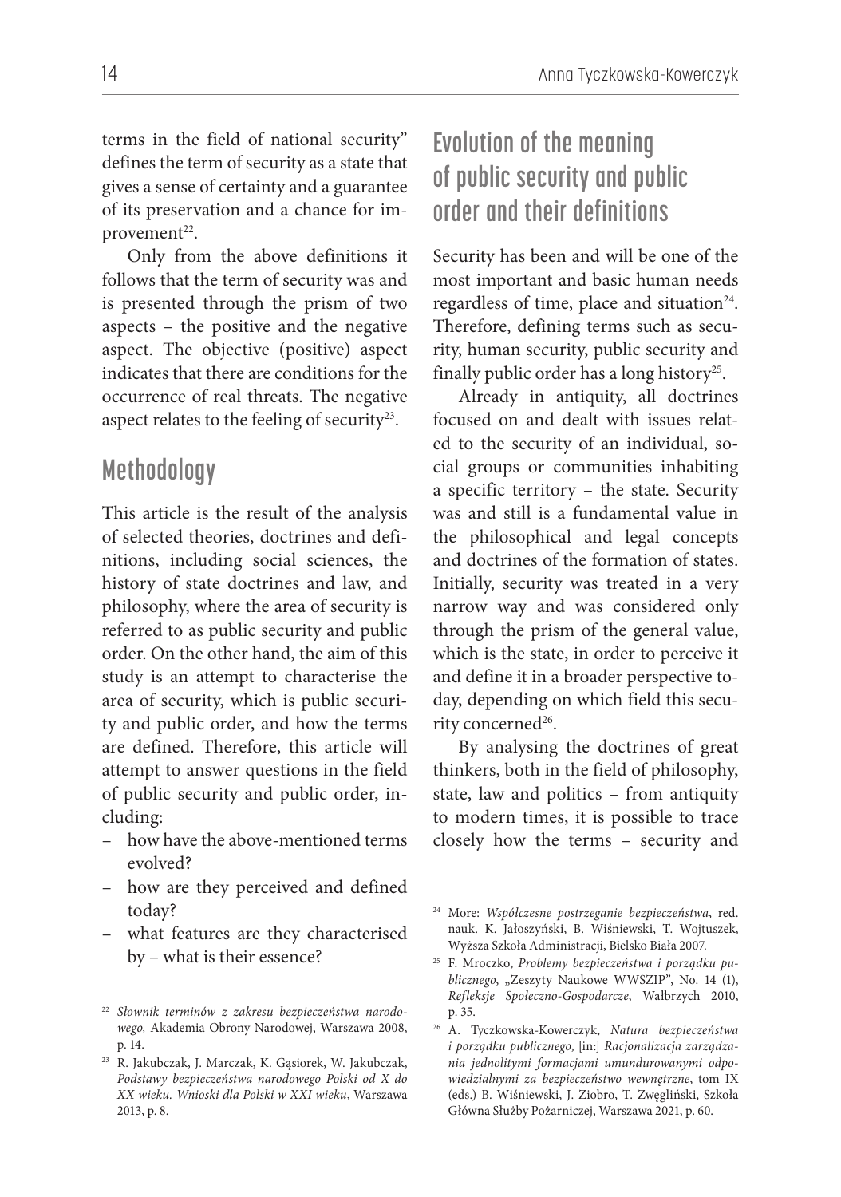terms in the field of national security" defines the term of security as a state that gives a sense of certainty and a guarantee of its preservation and a chance for improvement[22].

Only from the above definitions it follows that the term of security was and is presented through the prism of two aspects – the positive and the negative aspect. The objective (positive) aspect indicates that there are conditions for the occurrence of real threats. The negative aspect relates to the feeling of security[23].

## Methodology

This article is the result of the analysis of selected theories, doctrines and definitions, including social sciences, the history of state doctrines and law, and philosophy, where the area of security is referred to as public security and public order. On the other hand, the aim of this study is an attempt to characterise the area of security, which is public security and public order, and how the terms are defined. Therefore, this article will attempt to answer questions in the field of public security and public order, including:

- how have the above-mentioned terms evolved?
- how are they perceived and defined today?
- what features are they characterised by – what is their essence?

## Evolution of the meaning of public security and public order and their definitions

Security has been and will be one of the most important and basic human needs regardless of time, place and situation[24]. Therefore, defining terms such as security, human security, public security and finally public order has a long history[25].

Already in antiquity, all doctrines focused on and dealt with issues related to the security of an individual, social groups or communities inhabiting a specific territory – the state. Security was and still is a fundamental value in the philosophical and legal concepts and doctrines of the formation of states. Initially, security was treated in a very narrow way and was considered only through the prism of the general value, which is the state, in order to perceive it and define it in a broader perspective today, depending on which field this security concerned[26].

By analysing the doctrines of great thinkers, both in the field of philosophy, state, law and politics – from antiquity to modern times, it is possible to trace closely how the terms – security and

---

[22] *Słownik terminów z zakresu bezpieczeństwa narodowego,* Akademia Obrony Narodowej, Warszawa 2008, p. 14.

[23] R. Jakubczak, J. Marczak, K. Gąsiorek, W. Jakubczak, *Podstawy bezpieczeństwa narodowego Polski od X do XX wieku. Wnioski dla Polski w XXI wieku*, Warszawa 2013, p. 8.

[24] More: *Współczesne postrzeganie bezpieczeństwa*, red. nauk. K. Jałoszyński, B. Wiśniewski, T. Wojtuszek, Wyższa Szkoła Administracji, Bielsko Biała 2007.

[25] F. Mroczko, *Problemy bezpieczeństwa i porządku publicznego*, „Zeszyty Naukowe WWSZIP", No. 14 (1), *Refleksje Społeczno-Gospodarcze*, Wałbrzych 2010, p. 35.

[26] A. Tyczkowska-Kowerczyk, *Natura bezpieczeństwa i porządku publicznego*, [in:] *Racjonalizacja zarządzania jednolitymi formacjami umundurowanymi odpowiedzialnymi za bezpieczeństwo wewnętrzne*, tom IX (eds.) B. Wiśniewski, J. Ziobro, T. Zwęgliński, Szkoła Główna Służby Pożarniczej, Warszawa 2021, p. 60.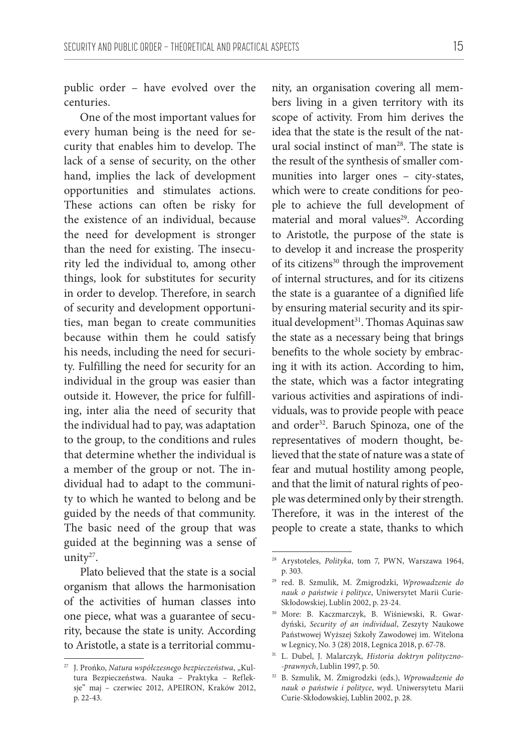public order – have evolved over the centuries.

One of the most important values for every human being is the need for security that enables him to develop. The lack of a sense of security, on the other hand, implies the lack of development opportunities and stimulates actions. These actions can often be risky for the existence of an individual, because the need for development is stronger than the need for existing. The insecurity led the individual to, among other things, look for substitutes for security in order to develop. Therefore, in search of security and development opportunities, man began to create communities because within them he could satisfy his needs, including the need for security. Fulfilling the need for security for an individual in the group was easier than outside it. However, the price for fulfilling, inter alia the need of security that the individual had to pay, was adaptation to the group, to the conditions and rules that determine whether the individual is a member of the group or not. The individual had to adapt to the community to which he wanted to belong and be guided by the needs of that community. The basic need of the group that was guided at the beginning was a sense of unity[27].

Plato believed that the state is a social organism that allows the harmonisation of the activities of human classes into one piece, what was a guarantee of security, because the state is unity. According to Aristotle, a state is a territorial community, an organisation covering all members living in a given territory with its scope of activity. From him derives the idea that the state is the result of the natural social instinct of man[28]. The state is the result of the synthesis of smaller communities into larger ones – city-states, which were to create conditions for people to achieve the full development of material and moral values[29]. According to Aristotle, the purpose of the state is to develop it and increase the prosperity of its citizens[30] through the improvement of internal structures, and for its citizens the state is a guarantee of a dignified life by ensuring material security and its spiritual development[31]. Thomas Aquinas saw the state as a necessary being that brings benefits to the whole society by embracing it with its action. According to him, the state, which was a factor integrating various activities and aspirations of individuals, was to provide people with peace and order[32]. Baruch Spinoza, one of the representatives of modern thought, believed that the state of nature was a state of fear and mutual hostility among people, and that the limit of natural rights of people was determined only by their strength. Therefore, it was in the interest of the people to create a state, thanks to which

---

[27] J. Prońko, *Natura współczesnego bezpieczeństwa*, „Kultura Bezpieczeństwa. Nauka – Praktyka – Refleksje" maj – czerwiec 2012, APEIRON, Kraków 2012, p. 22-43.

[28] Arystoteles, *Polityka*, tom 7, PWN, Warszawa 1964, p. 303.

[29] red. B. Szmulik, M. Żmigrodzki, *Wprowadzenie do nauk o państwie i polityce*, Uniwersytet Marii Curie-Skłodowskiej, Lublin 2002, p. 23-24.

[30] More: B. Kaczmarczyk, B. Wiśniewski, R. Gwardyński, *Security of an individual*, Zeszyty Naukowe Państwowej Wyższej Szkoły Zawodowej im. Witelona w Legnicy, No. 3 (28) 2018, Legnica 2018, p. 67-78.

[31] L. Dubel, J. Malarczyk, *Historia doktryn polityczno-prawnych*, Lublin 1997, p. 50.

[32] B. Szmulik, M. Żmigrodzki (eds.), *Wprowadzenie do nauk o państwie i polityce*, wyd. Uniwersytetu Marii Curie-Skłodowskiej, Lublin 2002, p. 28.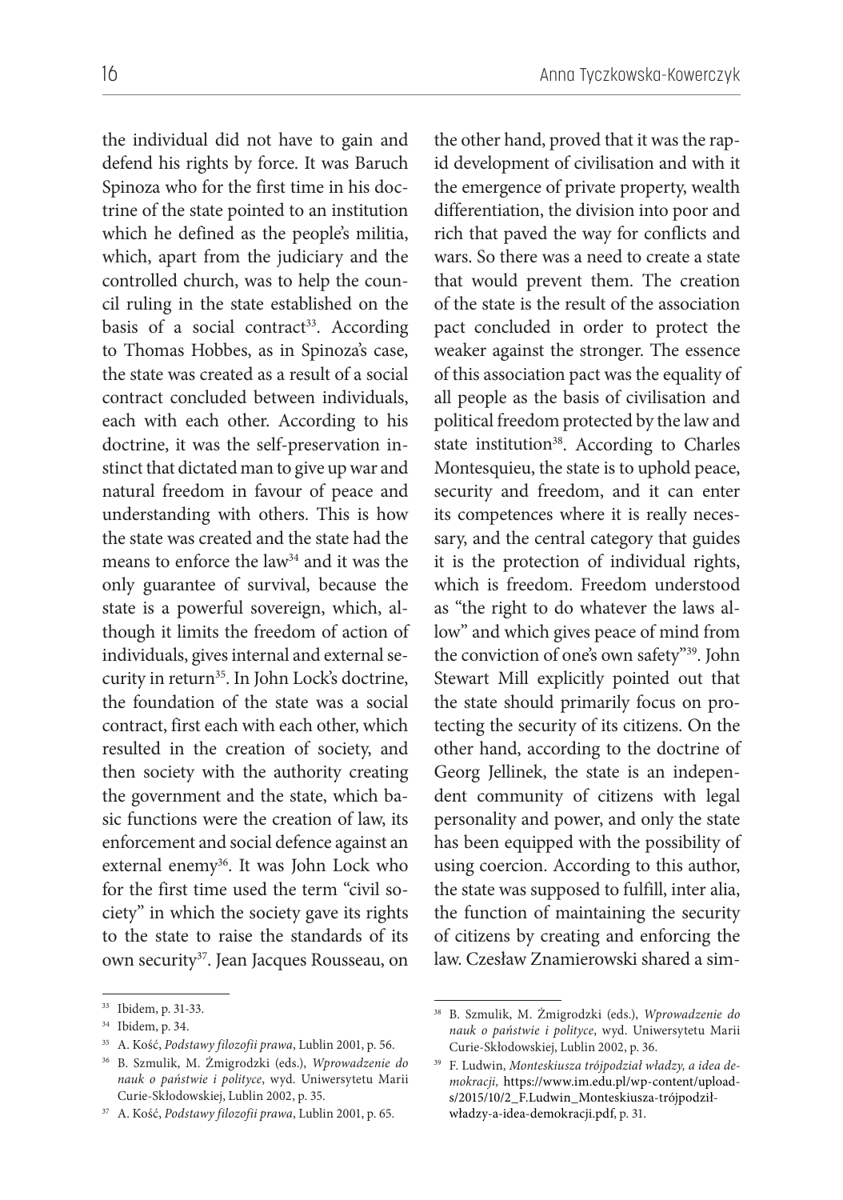the individual did not have to gain and defend his rights by force. It was Baruch Spinoza who for the first time in his doctrine of the state pointed to an institution which he defined as the people's militia, which, apart from the judiciary and the controlled church, was to help the council ruling in the state established on the basis of a social contract[33]. According to Thomas Hobbes, as in Spinoza's case, the state was created as a result of a social contract concluded between individuals, each with each other. According to his doctrine, it was the self-preservation instinct that dictated man to give up war and natural freedom in favour of peace and understanding with others. This is how the state was created and the state had the means to enforce the law[34] and it was the only guarantee of survival, because the state is a powerful sovereign, which, although it limits the freedom of action of individuals, gives internal and external security in return[35]. In John Lock's doctrine, the foundation of the state was a social contract, first each with each other, which resulted in the creation of society, and then society with the authority creating the government and the state, which basic functions were the creation of law, its enforcement and social defence against an external enemy[36]. It was John Lock who for the first time used the term "civil society" in which the society gave its rights to the state to raise the standards of its own security[37]. Jean Jacques Rousseau, on the other hand, proved that it was the rapid development of civilisation and with it the emergence of private property, wealth differentiation, the division into poor and rich that paved the way for conflicts and wars. So there was a need to create a state that would prevent them. The creation of the state is the result of the association pact concluded in order to protect the weaker against the stronger. The essence of this association pact was the equality of all people as the basis of civilisation and political freedom protected by the law and state institution[38]. According to Charles Montesquieu, the state is to uphold peace, security and freedom, and it can enter its competences where it is really necessary, and the central category that guides it is the protection of individual rights, which is freedom. Freedom understood as "the right to do whatever the laws allow" and which gives peace of mind from the conviction of one's own safety"[39]. John Stewart Mill explicitly pointed out that the state should primarily focus on protecting the security of its citizens. On the other hand, according to the doctrine of Georg Jellinek, the state is an independent community of citizens with legal personality and power, and only the state has been equipped with the possibility of using coercion. According to this author, the state was supposed to fulfill, inter alia, the function of maintaining the security of citizens by creating and enforcing the law. Czesław Znamierowski shared a sim-

---

[33] Ibidem, p. 31-33.

[34] Ibidem, p. 34.

[35] A. Kość, *Podstawy filozofii prawa*, Lublin 2001, p. 56.

[36] B. Szmulik, M. Żmigrodzki (eds.), *Wprowadzenie do nauk o państwie i polityce*, wyd. Uniwersytetu Marii Curie-Skłodowskiej, Lublin 2002, p. 35.

[37] A. Kość, *Podstawy filozofii prawa*, Lublin 2001, p. 65.

[38] B. Szmulik, M. Żmigrodzki (eds.), *Wprowadzenie do nauk o państwie i polityce*, wyd. Uniwersytetu Marii Curie-Skłodowskiej, Lublin 2002, p. 36.

[39] F. Ludwin, *Monteskiusza trójpodział władzy, a idea demokracji,* https://www.im.edu.pl/wp-content/uploads/2015/10/2_F.Ludwin_Monteskiusza-trójpodziłwładzy-a-idea-demokracji.pdf, p. 31.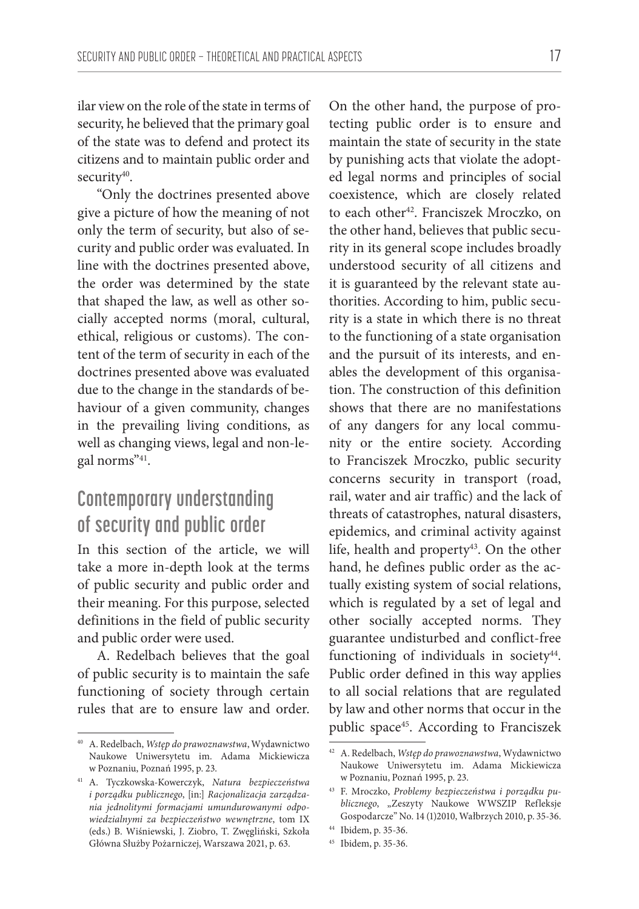ilar view on the role of the state in terms of security, he believed that the primary goal of the state was to defend and protect its citizens and to maintain public order and security[40].

"Only the doctrines presented above give a picture of how the meaning of not only the term of security, but also of security and public order was evaluated. In line with the doctrines presented above, the order was determined by the state that shaped the law, as well as other socially accepted norms (moral, cultural, ethical, religious or customs). The content of the term of security in each of the doctrines presented above was evaluated due to the change in the standards of behaviour of a given community, changes in the prevailing living conditions, as well as changing views, legal and non-legal norms"[41].

## Contemporary understanding of security and public order

In this section of the article, we will take a more in-depth look at the terms of public security and public order and their meaning. For this purpose, selected definitions in the field of public security and public order were used.

A. Redelbach believes that the goal of public security is to maintain the safe functioning of society through certain rules that are to ensure law and order. On the other hand, the purpose of protecting public order is to ensure and maintain the state of security in the state by punishing acts that violate the adopted legal norms and principles of social coexistence, which are closely related to each other[42]. Franciszek Mroczko, on the other hand, believes that public security in its general scope includes broadly understood security of all citizens and it is guaranteed by the relevant state authorities. According to him, public security is a state in which there is no threat to the functioning of a state organisation and the pursuit of its interests, and enables the development of this organisation. The construction of this definition shows that there are no manifestations of any dangers for any local community or the entire society. According to Franciszek Mroczko, public security concerns security in transport (road, rail, water and air traffic) and the lack of threats of catastrophes, natural disasters, epidemics, and criminal activity against life, health and property[43]. On the other hand, he defines public order as the actually existing system of social relations, which is regulated by a set of legal and other socially accepted norms. They guarantee undisturbed and conflict-free functioning of individuals in society[44]. Public order defined in this way applies to all social relations that are regulated by law and other norms that occur in the public space[45]. According to Franciszek

---

[40] A. Redelbach, *Wstęp do prawoznawstwa*, Wydawnictwo Naukowe Uniwersytetu im. Adama Mickiewicza w Poznaniu, Poznań 1995, p. 23.

[41] A. Tyczkowska-Kowerczyk, *Natura bezpieczeństwa i porządku publicznego*, [in:] *Racjonalizacja zarządzania jednolitymi formacjami umundurowanymi odpowiedzialnymi za bezpieczeństwo wewnętrzne*, tom IX (eds.) B. Wiśniewski, J. Ziobro, T. Zwęgliński, Szkoła Główna Służby Pożarniczej, Warszawa 2021, p. 63.

[42] A. Redelbach, *Wstęp do prawoznawstwa*, Wydawnictwo Naukowe Uniwersytetu im. Adama Mickiewicza w Poznaniu, Poznań 1995, p. 23.

[43] F. Mroczko, *Problemy bezpieczeństwa i porządku publicznego*, „Zeszyty Naukowe WWSZIP Refleksje Gospodarcze" No. 14 (1)2010, Wałbrzych 2010, p. 35-36.

[44] Ibidem, p. 35-36.

[45] Ibidem, p. 35-36.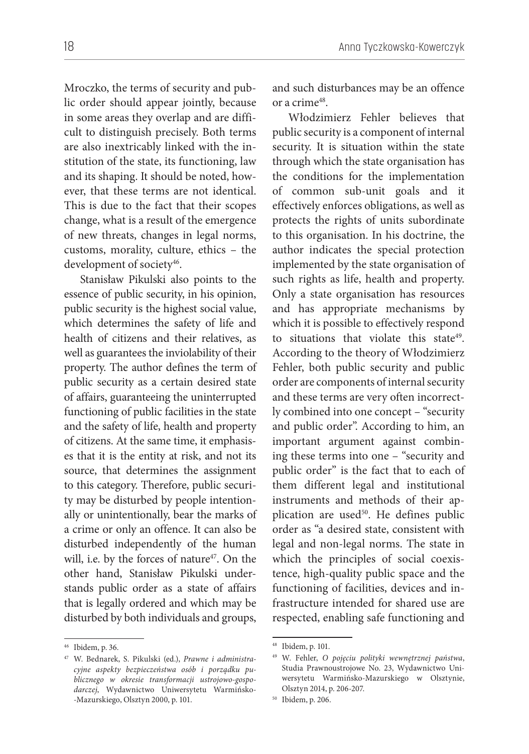Mroczko, the terms of security and public order should appear jointly, because in some areas they overlap and are difficult to distinguish precisely. Both terms are also inextricably linked with the institution of the state, its functioning, law and its shaping. It should be noted, however, that these terms are not identical. This is due to the fact that their scopes change, what is a result of the emergence of new threats, changes in legal norms, customs, morality, culture, ethics – the development of society[46].

Stanisław Pikulski also points to the essence of public security, in his opinion, public security is the highest social value, which determines the safety of life and health of citizens and their relatives, as well as guarantees the inviolability of their property. The author defines the term of public security as a certain desired state of affairs, guaranteeing the uninterrupted functioning of public facilities in the state and the safety of life, health and property of citizens. At the same time, it emphasises that it is the entity at risk, and not its source, that determines the assignment to this category. Therefore, public security may be disturbed by people intentionally or unintentionally, bear the marks of a crime or only an offence. It can also be disturbed independently of the human will, i.e. by the forces of nature[47]. On the other hand, Stanisław Pikulski understands public order as a state of affairs that is legally ordered and which may be disturbed by both individuals and groups, and such disturbances may be an offence or a crime[48].

Włodzimierz Fehler believes that public security is a component of internal security. It is situation within the state through which the state organisation has the conditions for the implementation of common sub-unit goals and it effectively enforces obligations, as well as protects the rights of units subordinate to this organisation. In his doctrine, the author indicates the special protection implemented by the state organisation of such rights as life, health and property. Only a state organisation has resources and has appropriate mechanisms by which it is possible to effectively respond to situations that violate this state[49]. According to the theory of Włodzimierz Fehler, both public security and public order are components of internal security and these terms are very often incorrectly combined into one concept – "security and public order". According to him, an important argument against combining these terms into one – "security and public order" is the fact that to each of them different legal and institutional instruments and methods of their application are used[50]. He defines public order as "a desired state, consistent with legal and non-legal norms. The state in which the principles of social coexistence, high-quality public space and the functioning of facilities, devices and infrastructure intended for shared use are respected, enabling safe functioning and

---

[46] Ibidem, p. 36.

[47] W. Bednarek, S. Pikulski (ed.), *Prawne i administracyjne aspekty bezpieczeństwa osób i porządku publicznego w okresie transformacji ustrojowo-gospodarczej*, Wydawnictwo Uniwersytetu Warmińsko-Mazurskiego, Olsztyn 2000, p. 101.

[48] Ibidem, p. 101.

[49] W. Fehler, *O pojęciu polityki wewnętrznej państwa*, Studia Prawnoustrojowe No. 23, Wydawnictwo Uniwersytetu Warmińsko-Mazurskiego w Olsztynie, Olsztyn 2014, p. 206-207.

[50] Ibidem, p. 206.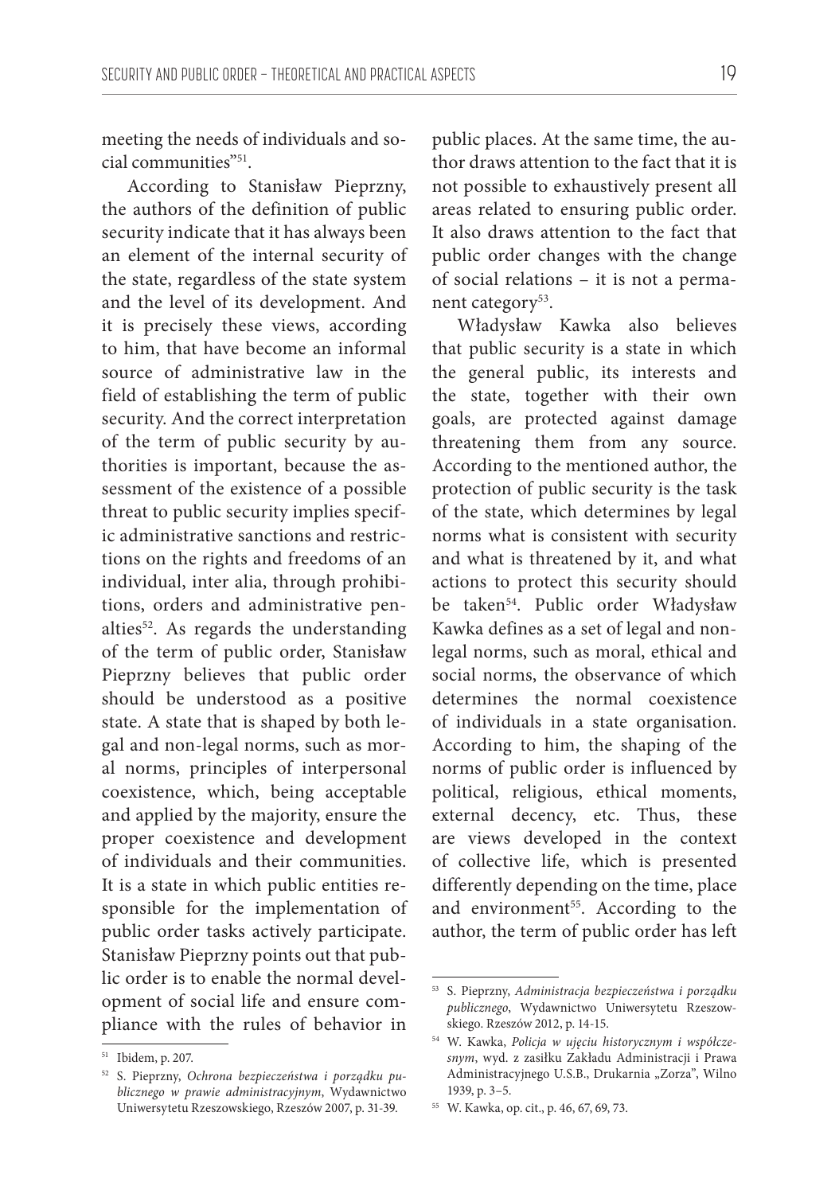meeting the needs of individuals and social communities"[51].

According to Stanisław Pieprzny, the authors of the definition of public security indicate that it has always been an element of the internal security of the state, regardless of the state system and the level of its development. And it is precisely these views, according to him, that have become an informal source of administrative law in the field of establishing the term of public security. And the correct interpretation of the term of public security by authorities is important, because the assessment of the existence of a possible threat to public security implies specific administrative sanctions and restrictions on the rights and freedoms of an individual, inter alia, through prohibitions, orders and administrative penalties[52]. As regards the understanding of the term of public order, Stanisław Pieprzny believes that public order should be understood as a positive state. A state that is shaped by both legal and non-legal norms, such as moral norms, principles of interpersonal coexistence, which, being acceptable and applied by the majority, ensure the proper coexistence and development of individuals and their communities. It is a state in which public entities responsible for the implementation of public order tasks actively participate. Stanisław Pieprzny points out that public order is to enable the normal development of social life and ensure compliance with the rules of behavior in public places. At the same time, the author draws attention to the fact that it is not possible to exhaustively present all areas related to ensuring public order. It also draws attention to the fact that public order changes with the change of social relations – it is not a permanent category[53].

Władysław Kawka also believes that public security is a state in which the general public, its interests and the state, together with their own goals, are protected against damage threatening them from any source. According to the mentioned author, the protection of public security is the task of the state, which determines by legal norms what is consistent with security and what is threatened by it, and what actions to protect this security should be taken[54]. Public order Władysław Kawka defines as a set of legal and non-legal norms, such as moral, ethical and social norms, the observance of which determines the normal coexistence of individuals in a state organisation. According to him, the shaping of the norms of public order is influenced by political, religious, ethical moments, external decency, etc. Thus, these are views developed in the context of collective life, which is presented differently depending on the time, place and environment[55]. According to the author, the term of public order has left

---

[51] Ibidem, p. 207.

[52] S. Pieprzny, *Ochrona bezpieczeństwa i porządku publicznego w prawie administracyjnym*, Wydawnictwo Uniwersytetu Rzeszowskiego, Rzeszów 2007, p. 31-39.

[53] S. Pieprzny, *Administracja bezpieczeństwa i porządku publicznego*, Wydawnictwo Uniwersytetu Rzeszowskiego. Rzeszów 2012, p. 14-15.

[54] W. Kawka, *Policja w ujęciu historycznym i współczesnym*, wyd. z zasiłku Zakładu Administracji i Prawa Administracyjnego U.S.B., Drukarnia „Zorza", Wilno 1939, p. 3–5.

[55] W. Kawka, op. cit., p. 46, 67, 69, 73.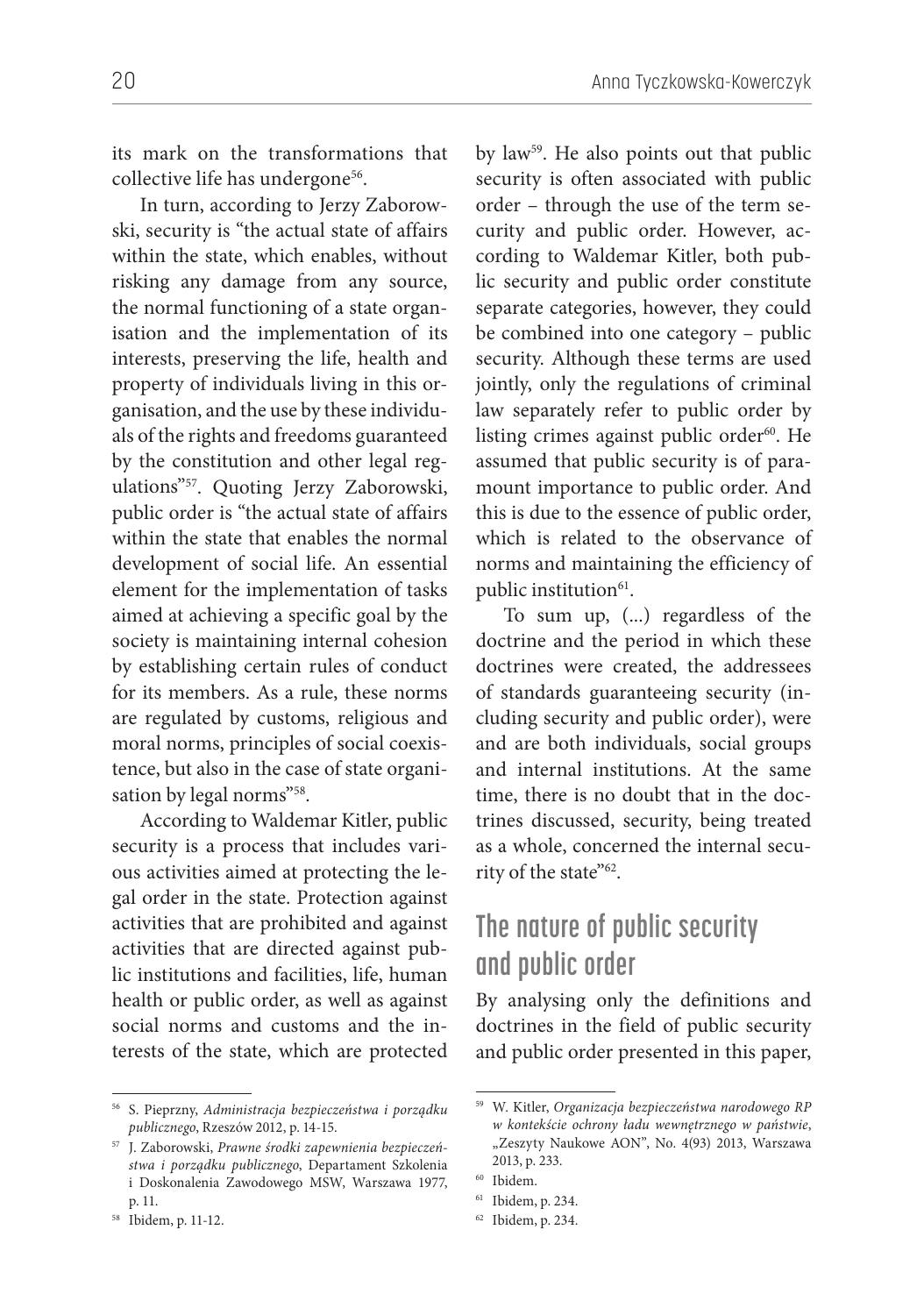its mark on the transformations that collective life has undergone[56].

In turn, according to Jerzy Zaborowski, security is "the actual state of affairs within the state, which enables, without risking any damage from any source, the normal functioning of a state organisation and the implementation of its interests, preserving the life, health and property of individuals living in this organisation, and the use by these individuals of the rights and freedoms guaranteed by the constitution and other legal regulations"[57]. Quoting Jerzy Zaborowski, public order is "the actual state of affairs within the state that enables the normal development of social life. An essential element for the implementation of tasks aimed at achieving a specific goal by the society is maintaining internal cohesion by establishing certain rules of conduct for its members. As a rule, these norms are regulated by customs, religious and moral norms, principles of social coexistence, but also in the case of state organisation by legal norms"[58].

According to Waldemar Kitler, public security is a process that includes various activities aimed at protecting the legal order in the state. Protection against activities that are prohibited and against activities that are directed against public institutions and facilities, life, human health or public order, as well as against social norms and customs and the interests of the state, which are protected by law[59]. He also points out that public security is often associated with public order – through the use of the term security and public order. However, according to Waldemar Kitler, both public security and public order constitute separate categories, however, they could be combined into one category – public security. Although these terms are used jointly, only the regulations of criminal law separately refer to public order by listing crimes against public order[60]. He assumed that public security is of paramount importance to public order. And this is due to the essence of public order, which is related to the observance of norms and maintaining the efficiency of public institution[61].

To sum up, (...) regardless of the doctrine and the period in which these doctrines were created, the addressees of standards guaranteeing security (including security and public order), were and are both individuals, social groups and internal institutions. At the same time, there is no doubt that in the doctrines discussed, security, being treated as a whole, concerned the internal security of the state"[62].

## The nature of public security and public order

By analysing only the definitions and doctrines in the field of public security and public order presented in this paper,

---

[56] S. Pieprzny, *Administracja bezpieczeństwa i porządku publicznego*, Rzeszów 2012, p. 14-15.

[57] J. Zaborowski, *Prawne środki zapewnienia bezpieczeństwa i porządku publicznego*, Departament Szkolenia i Doskonalenia Zawodowego MSW, Warszawa 1977, p. 11.

[58] Ibidem, p. 11-12.

[59] W. Kitler, *Organizacja bezpieczeństwa narodowego RP w kontekście ochrony ładu wewnętrznego w państwie*, „Zeszyty Naukowe AON", No. 4(93) 2013, Warszawa 2013, p. 233.

[60] Ibidem.

[61] Ibidem, p. 234.

[62] Ibidem, p. 234.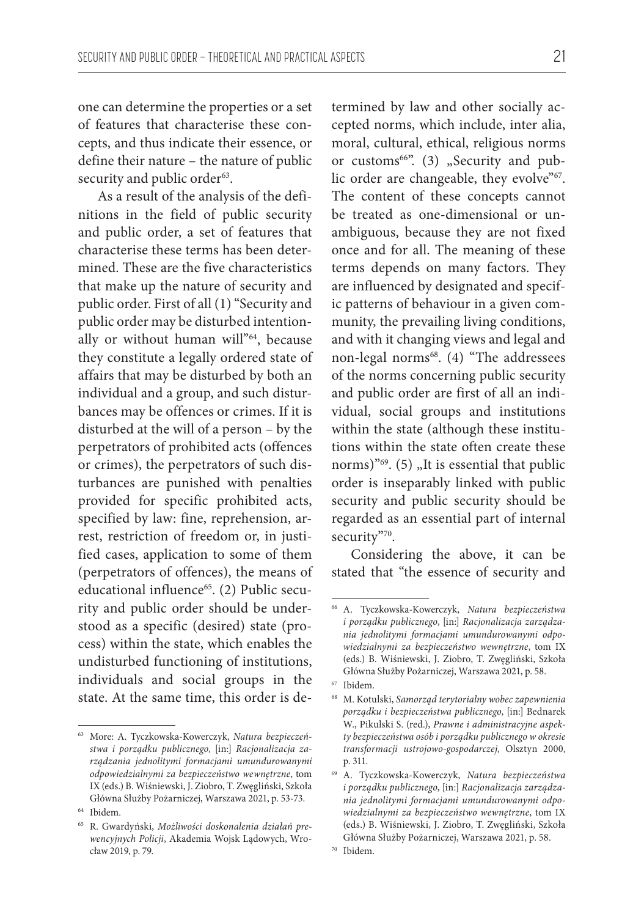one can determine the properties or a set of features that characterise these concepts, and thus indicate their essence, or define their nature – the nature of public security and public order[63].

As a result of the analysis of the definitions in the field of public security and public order, a set of features that characterise these terms has been determined. These are the five characteristics that make up the nature of security and public order. First of all (1) "Security and public order may be disturbed intentionally or without human will"[64], because they constitute a legally ordered state of affairs that may be disturbed by both an individual and a group, and such disturbances may be offences or crimes. If it is disturbed at the will of a person – by the perpetrators of prohibited acts (offences or crimes), the perpetrators of such disturbances are punished with penalties provided for specific prohibited acts, specified by law: fine, reprehension, arrest, restriction of freedom or, in justified cases, application to some of them (perpetrators of offences), the means of educational influence[65]. (2) Public security and public order should be understood as a specific (desired) state (process) within the state, which enables the undisturbed functioning of institutions, individuals and social groups in the state. At the same time, this order is determined by law and other socially accepted norms, which include, inter alia, moral, cultural, ethical, religious norms or customs[66]". (3) „Security and public order are changeable, they evolve"[67]. The content of these concepts cannot be treated as one-dimensional or unambiguous, because they are not fixed once and for all. The meaning of these terms depends on many factors. They are influenced by designated and specific patterns of behaviour in a given community, the prevailing living conditions, and with it changing views and legal and non-legal norms[68]. (4) "The addressees of the norms concerning public security and public order are first of all an individual, social groups and institutions within the state (although these institutions within the state often create these norms)"[69]. (5) „It is essential that public order is inseparably linked with public security and public security should be regarded as an essential part of internal security"[70].

Considering the above, it can be stated that "the essence of security and

---

[63] More: A. Tyczkowska-Kowerczyk, *Natura bezpieczeństwa i porządku publicznego*, [in:] *Racjonalizacja zarządzania jednolitymi formacjami umundurowanymi odpowiedzialnymi za bezpieczeństwo wewnętrzne*, tom IX (eds.) B. Wiśniewski, J. Ziobro, T. Zwęgliński, Szkoła Główna Służby Pożarniczej, Warszawa 2021, p. 53-73.

[64] Ibidem.

[65] R. Gwardyński, *Możliwości doskonalenia działań prewencyjnych Policji*, Akademia Wojsk Lądowych, Wrocław 2019, p. 79.

[66] A. Tyczkowska-Kowerczyk, *Natura bezpieczeństwa i porządku publicznego*, [in:] *Racjonalizacja zarządzania jednolitymi formacjami umundurowanymi odpowiedzialnymi za bezpieczeństwo wewnętrzne*, tom IX (eds.) B. Wiśniewski, J. Ziobro, T. Zwęgliński, Szkoła Główna Służby Pożarniczej, Warszawa 2021, p. 58.

[67] Ibidem.

[68] M. Kotulski, *Samorząd terytorialny wobec zapewnienia porządku i bezpieczeństwa publicznego*, [in:] Bednarek W., Pikulski S. (red.), *Prawne i administracyjne aspekty bezpieczeństwa osób i porządku publicznego w okresie transformacji ustrojowo-gospodarczej*, Olsztyn 2000, p. 311.

[69] A. Tyczkowska-Kowerczyk, *Natura bezpieczeństwa i porządku publicznego*, [in:] *Racjonalizacja zarządzania jednolitymi formacjami umundurowanymi odpowiedzialnymi za bezpieczeństwo wewnętrzne*, tom IX (eds.) B. Wiśniewski, J. Ziobro, T. Zwęgliński, Szkoła Główna Służby Pożarniczej, Warszawa 2021, p. 58.

[70] Ibidem.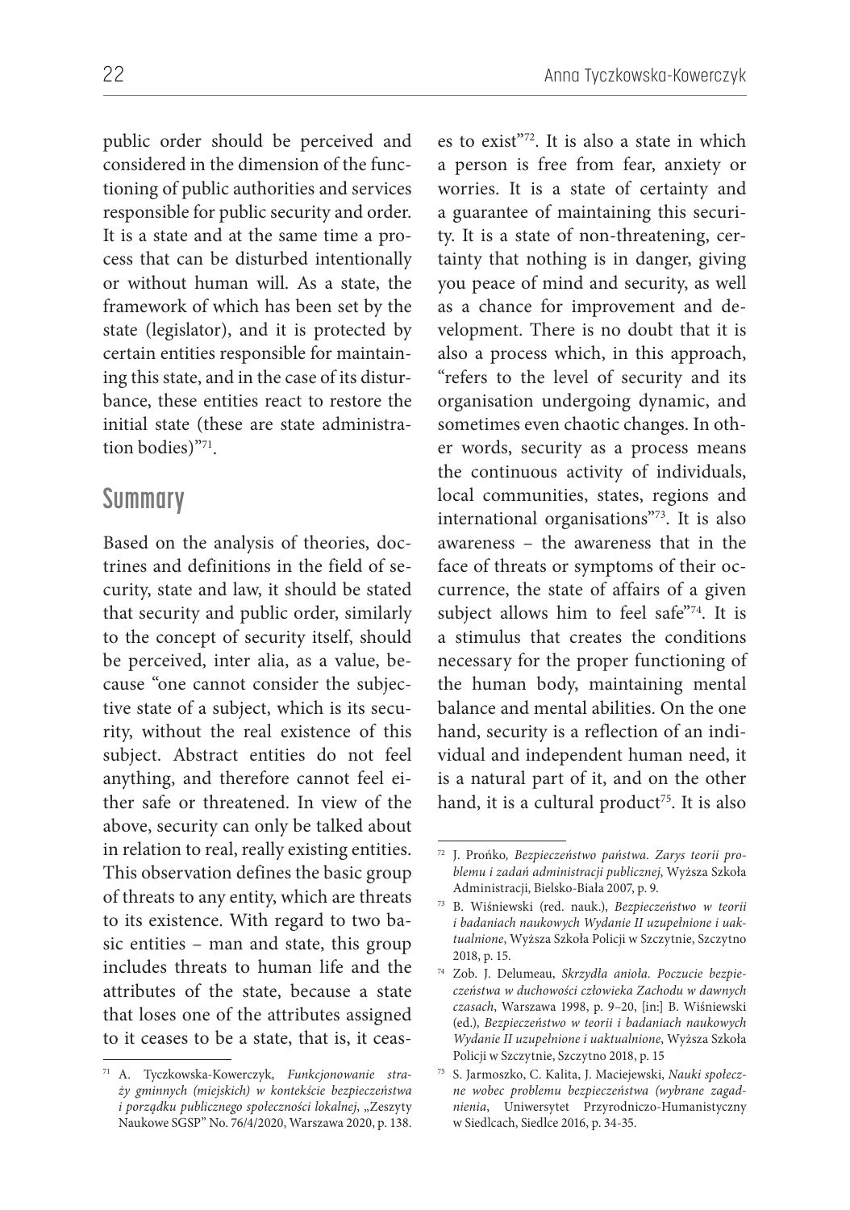public order should be perceived and considered in the dimension of the functioning of public authorities and services responsible for public security and order. It is a state and at the same time a process that can be disturbed intentionally or without human will. As a state, the framework of which has been set by the state (legislator), and it is protected by certain entities responsible for maintaining this state, and in the case of its disturbance, these entities react to restore the initial state (these are state administration bodies)"[71].

## Summary

Based on the analysis of theories, doctrines and definitions in the field of security, state and law, it should be stated that security and public order, similarly to the concept of security itself, should be perceived, inter alia, as a value, because "one cannot consider the subjective state of a subject, which is its security, without the real existence of this subject. Abstract entities do not feel anything, and therefore cannot feel either safe or threatened. In view of the above, security can only be talked about in relation to real, really existing entities. This observation defines the basic group of threats to any entity, which are threats to its existence. With regard to two basic entities – man and state, this group includes threats to human life and the attributes of the state, because a state that loses one of the attributes assigned to it ceases to be a state, that is, it ceases to exist"[72]. It is also a state in which a person is free from fear, anxiety or worries. It is a state of certainty and a guarantee of maintaining this security. It is a state of non-threatening, certainty that nothing is in danger, giving you peace of mind and security, as well as a chance for improvement and development. There is no doubt that it is also a process which, in this approach, "refers to the level of security and its organisation undergoing dynamic, and sometimes even chaotic changes. In other words, security as a process means the continuous activity of individuals, local communities, states, regions and international organisations"[73]. It is also awareness – the awareness that in the face of threats or symptoms of their occurrence, the state of affairs of a given subject allows him to feel safe"[74]. It is a stimulus that creates the conditions necessary for the proper functioning of the human body, maintaining mental balance and mental abilities. On the one hand, security is a reflection of an individual and independent human need, it is a natural part of it, and on the other hand, it is a cultural product[75]. It is also

---

[71] A. Tyczkowska-Kowerczyk, *Funkcjonowanie straży gminnych (miejskich) w kontekście bezpieczeństwa i porządku publicznego społeczności lokalnej*, „Zeszyty Naukowe SGSP" No. 76/4/2020, Warszawa 2020, p. 138.

[72] J. Prońko, *Bezpieczeństwo państwa. Zarys teorii problemu i zadań administracji publicznej*, Wyższa Szkoła Administracji, Bielsko-Biała 2007, p. 9.

[73] B. Wiśniewski (red. nauk.), *Bezpieczeństwo w teorii i badaniach naukowych Wydanie II uzupełnione i uaktualnione*, Wyższa Szkoła Policji w Szczytnie, Szczytno 2018, p. 15.

[74] Zob. J. Delumeau, *Skrzydła anioła. Poczucie bezpieczeństwa w duchowości człowieka Zachodu w dawnych czasach*, Warszawa 1998, p. 9–20, [in:] B. Wiśniewski (ed.), *Bezpieczeństwo w teorii i badaniach naukowych Wydanie II uzupełnione i uaktualnione*, Wyższa Szkoła Policji w Szczytnie, Szczytno 2018, p. 15

[75] S. Jarmoszko, C. Kalita, J. Maciejewski, *Nauki społeczne wobec problemu bezpieczeństwa (wybrane zagadnienia*, Uniwersytet Przyrodniczo-Humanistyczny w Siedlcach, Siedlce 2016, p. 34-35.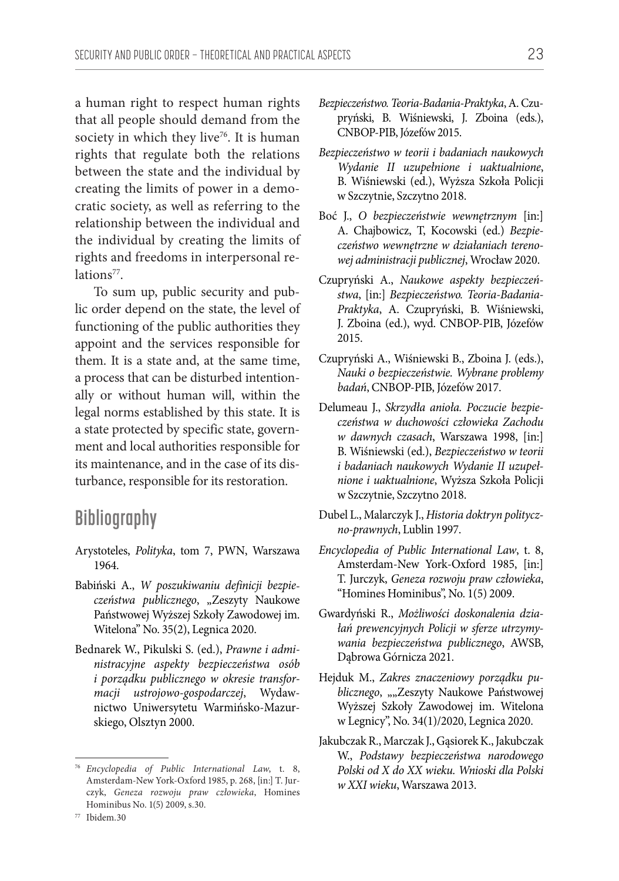a human right to respect human rights that all people should demand from the society in which they live[76]. It is human rights that regulate both the relations between the state and the individual by creating the limits of power in a democratic society, as well as referring to the relationship between the individual and the individual by creating the limits of rights and freedoms in interpersonal relations[77].

To sum up, public security and public order depend on the state, the level of functioning of the public authorities they appoint and the services responsible for them. It is a state and, at the same time, a process that can be disturbed intentionally or without human will, within the legal norms established by this state. It is a state protected by specific state, government and local authorities responsible for its maintenance, and in the case of its disturbance, responsible for its restoration.

## Bibliography

Arystoteles, *Polityka*, tom 7, PWN, Warszawa 1964.

Babiński A., *W poszukiwaniu definicji bezpieczeństwa publicznego*, „Zeszyty Naukowe Państwowej Wyższej Szkoły Zawodowej im. Witelona" No. 35(2), Legnica 2020.

Bednarek W., Pikulski S. (ed.), *Prawne i administracyjne aspekty bezpieczeństwa osób i porządku publicznego w okresie transformacji ustrojowo-gospodarczej*, Wydawnictwo Uniwersytetu Warmińsko-Mazurskiego, Olsztyn 2000.

*Bezpieczeństwo. Teoria-Badania-Praktyka*, A. Czupryński, B. Wiśniewski, J. Zboina (eds.), CNBOP-PIB, Józefów 2015.

*Bezpieczeństwo w teorii i badaniach naukowych Wydanie II uzupełnione i uaktualnione*, B. Wiśniewski (ed.), Wyższa Szkoła Policji w Szczytnie, Szczytno 2018.

Boć J., *O bezpieczeństwie wewnętrznym* [in:] A. Chajbowicz, T, Kocowski (ed.) *Bezpieczeństwo wewnętrzne w działaniach terenowej administracji publicznej*, Wrocław 2020.

Czupryński A., *Naukowe aspekty bezpieczeństwa*, [in:] *Bezpieczeństwo. Teoria-Badania-Praktyka*, A. Czupryński, B. Wiśniewski, J. Zboina (ed.), wyd. CNBOP-PIB, Józefów 2015.

Czupryński A., Wiśniewski B., Zboina J. (eds.), *Nauki o bezpieczeństwie. Wybrane problemy badań*, CNBOP-PIB, Józefów 2017.

Delumeau J., *Skrzydła anioła. Poczucie bezpieczeństwa w duchowości człowieka Zachodu w dawnych czasach*, Warszawa 1998, [in:] B. Wiśniewski (ed.), *Bezpieczeństwo w teorii i badaniach naukowych Wydanie II uzupełnione i uaktualnione*, Wyższa Szkoła Policji w Szczytnie, Szczytno 2018.

Dubel L., Malarczyk J., *Historia doktryn polityczno-prawnych*, Lublin 1997.

*Encyclopedia of Public International Law*, t. 8, Amsterdam-New York-Oxford 1985, [in:] T. Jurczyk, *Geneza rozwoju praw człowieka*, "Homines Hominibus", No. 1(5) 2009.

Gwardyński R., *Możliwości doskonalenia działań prewencyjnych Policji w sferze utrzymywania bezpieczeństwa publicznego*, AWSB, Dąbrowa Górnicza 2021.

Hejduk M., *Zakres znaczeniowy porządku publicznego*, „„Zeszyty Naukowe Państwowej Wyższej Szkoły Zawodowej im. Witelona w Legnicy", No. 34(1)/2020, Legnica 2020.

Jakubczak R., Marczak J., Gąsiorek K., Jakubczak W., *Podstawy bezpieczeństwa narodowego Polski od X do XX wieku. Wnioski dla Polski w XXI wieku*, Warszawa 2013.

---

[76] *Encyclopedia of Public International Law*, t. 8, Amsterdam-New York-Oxford 1985, p. 268, [in:] T. Jurczyk, *Geneza rozwoju praw człowieka*, Homines Hominibus No. 1(5) 2009, s.30.

[77] Ibidem.30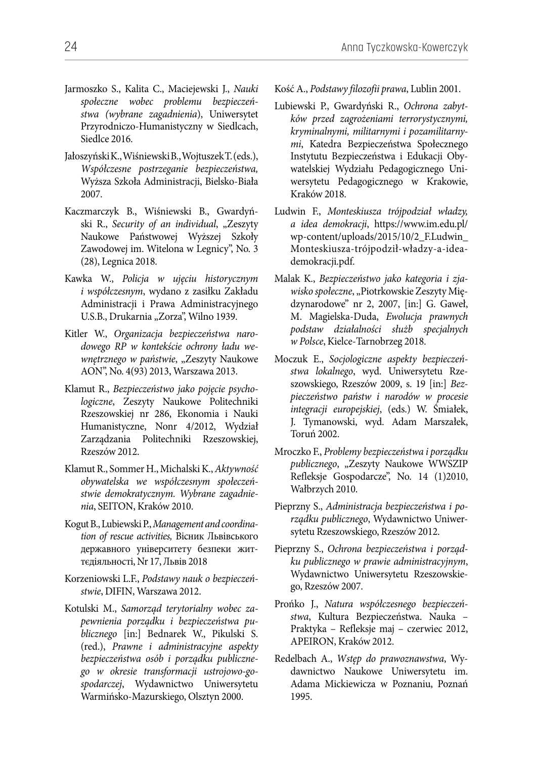Jarmoszko S., Kalita C., Maciejewski J., *Nauki społeczne wobec problemu bezpieczeństwa (wybrane zagadnienia*), Uniwersytet Przyrodniczo-Humanistyczny w Siedlcach, Siedlce 2016.

Jałoszyński K., Wiśniewski B., Wojtuszek T. (eds.), *Współczesne postrzeganie bezpieczeństwa,* Wyższa Szkoła Administracji, Bielsko-Biała 2007.

Kaczmarczyk B., Wiśniewski B., Gwardyński R., *Security of an individual*, „Zeszyty Naukowe Państwowej Wyższej Szkoły Zawodowej im. Witelona w Legnicy", No. 3 (28), Legnica 2018.

Kawka W., *Policja w ujęciu historycznym i współczesnym*, wydano z zasiłku Zakładu Administracji i Prawa Administracyjnego U.S.B., Drukarnia „Zorza", Wilno 1939.

Kitler W., *Organizacja bezpieczeństwa narodowego RP w kontekście ochrony ładu wewnętrznego w państwie*, „Zeszyty Naukowe AON", No. 4(93) 2013, Warszawa 2013.

Klamut R., *Bezpieczeństwo jako pojęcie psychologiczne*, Zeszyty Naukowe Politechniki Rzeszowskiej nr 286, Ekonomia i Nauki Humanistyczne, Nonr 4/2012, Wydział Zarządzania Politechniki Rzeszowskiej, Rzeszów 2012.

Klamut R., Sommer H., Michalski K., *Aktywność obywatelska we współczesnym społeczeństwie demokratycznym. Wybrane zagadnienia*, SEITON, Kraków 2010.

Kogut B., Lubiewski P., *Management and coordination of rescue activities,* Вісник Львівського державного університету безпеки життєдіяльності, Nr 17, Львів 2018

Korzeniowski L.F., *Podstawy nauk o bezpieczeństwie*, DIFIN, Warszawa 2012.

Kotulski M., *Samorząd terytorialny wobec zapewnienia porządku i bezpieczeństwa publicznego* [in:] Bednarek W., Pikulski S. (red.), *Prawne i administracyjne aspekty bezpieczeństwa osób i porządku publicznego w okresie transformacji ustrojowo-gospodarczej*, Wydawnictwo Uniwersytetu Warmińsko-Mazurskiego, Olsztyn 2000.

Kość A., *Podstawy filozofii prawa*, Lublin 2001.

Lubiewski P., Gwardyński R., *Ochrona zabytków przed zagrożeniami terrorystycznymi, kryminalnymi, militarnymi i pozamilitarnymi*, Katedra Bezpieczeństwa Społecznego Instytutu Bezpieczeństwa i Edukacji Obywatelskiej Wydziału Pedagogicznego Uniwersytetu Pedagogicznego w Krakowie, Kraków 2018.

Ludwin F., *Monteskiusza trójpodział władzy, a idea demokracji*, https://www.im.edu.pl/wp-content/uploads/2015/10/2_F.Ludwin_Monteskiusza-trójpodził-władzy-a-idea-demokracji.pdf.

Malak K., *Bezpieczeństwo jako kategoria i zjawisko społeczne*, „Piotrkowskie Zeszyty Międzynarodowe" nr 2, 2007, [in:] G. Gaweł, M. Magielska-Duda, *Ewolucja prawnych podstaw działalności służb specjalnych w Polsce*, Kielce-Tarnobrzeg 2018.

Moczuk E., *Socjologiczne aspekty bezpieczeństwa lokalnego*, wyd. Uniwersytetu Rzeszowskiego, Rzeszów 2009, s. 19 [in:] *Bezpieczeństwo państw i narodów w procesie integracji europejskiej*, (eds.) W. Śmiałek, J. Tymanowski, wyd. Adam Marszałek, Toruń 2002.

Mroczko F., *Problemy bezpieczeństwa i porządku publicznego*, „Zeszyty Naukowe WWSZIP Refleksje Gospodarcze", No. 14 (1)2010, Wałbrzych 2010.

Pieprzny S., *Administracja bezpieczeństwa i porządku publicznego*, Wydawnictwo Uniwersytetu Rzeszowskiego, Rzeszów 2012.

Pieprzny S., *Ochrona bezpieczeństwa i porządku publicznego w prawie administracyjnym*, Wydawnictwo Uniwersytetu Rzeszowskiego, Rzeszów 2007.

Prońko J., *Natura współczesnego bezpieczeństwa*, Kultura Bezpieczeństwa. Nauka – Praktyka – Refleksje maj – czerwiec 2012, APEIRON, Kraków 2012.

Redelbach A., *Wstęp do prawoznawstwa*, Wydawnictwo Naukowe Uniwersytetu im. Adama Mickiewicza w Poznaniu, Poznań 1995.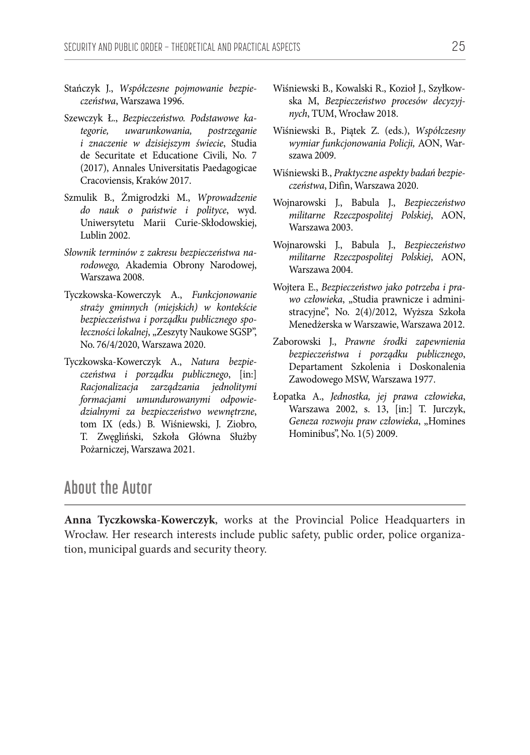Stańczyk J., *Współczesne pojmowanie bezpieczeństwa*, Warszawa 1996.

Szewczyk Ł., *Bezpieczeństwo. Podstawowe kategorie, uwarunkowania, postrzeganie i znaczenie w dzisiejszym świecie*, Studia de Securitate et Educatione Civili, No. 7 (2017), Annales Universitatis Paedagogicae Cracoviensis, Kraków 2017.

Szmulik B., Żmigrodzki M., *Wprowadzenie do nauk o państwie i polityce*, wyd. Uniwersytetu Marii Curie-Skłodowskiej, Lublin 2002.

*Słownik terminów z zakresu bezpieczeństwa narodowego,* Akademia Obrony Narodowej, Warszawa 2008.

Tyczkowska-Kowerczyk A., *Funkcjonowanie straży gminnych (miejskich) w kontekście bezpieczeństwa i porządku publicznego społeczności lokalnej*, „Zeszyty Naukowe SGSP", No. 76/4/2020, Warszawa 2020.

Tyczkowska-Kowerczyk A., *Natura bezpieczeństwa i porządku publicznego*, [in:] *Racjonalizacja zarządzania jednolitymi formacjami umundurowanymi odpowiedzialnymi za bezpieczeństwo wewnętrzne*, tom IX (eds.) B. Wiśniewski, J. Ziobro, T. Zwęgliński, Szkoła Główna Służby Pożarniczej, Warszawa 2021.

Wiśniewski B., Kowalski R., Kozioł J., Szyłkowska M, *Bezpieczeństwo procesów decyzyjnych*, TUM, Wrocław 2018.

Wiśniewski B., Piątek Z. (eds.), *Współczesny wymiar funkcjonowania Policji,* AON, Warszawa 2009.

Wiśniewski B., *Praktyczne aspekty badań bezpieczeństwa*, Difin, Warszawa 2020.

Wojnarowski J., Babula J., *Bezpieczeństwo militarne Rzeczpospolitej Polskiej*, AON, Warszawa 2003.

Wojnarowski J., Babula J., *Bezpieczeństwo militarne Rzeczpospolitej Polskiej*, AON, Warszawa 2004.

Wojtera E., *Bezpieczeństwo jako potrzeba i prawo człowieka*, „Studia prawnicze i administracyjne", No. 2(4)/2012, Wyższa Szkoła Menedżerska w Warszawie, Warszawa 2012.

Zaborowski J., *Prawne środki zapewnienia bezpieczeństwa i porządku publicznego*, Departament Szkolenia i Doskonalenia Zawodowego MSW, Warszawa 1977.

Łopatka A., *Jednostka, jej prawa człowieka*, Warszawa 2002, s. 13, [in:] T. Jurczyk, *Geneza rozwoju praw człowieka*, „Homines Hominibus", No. 1(5) 2009.

## About the Autor

**Anna Tyczkowska-Kowerczyk**, works at the Provincial Police Headquarters in Wrocław. Her research interests include public safety, public order, police organization, municipal guards and security theory.